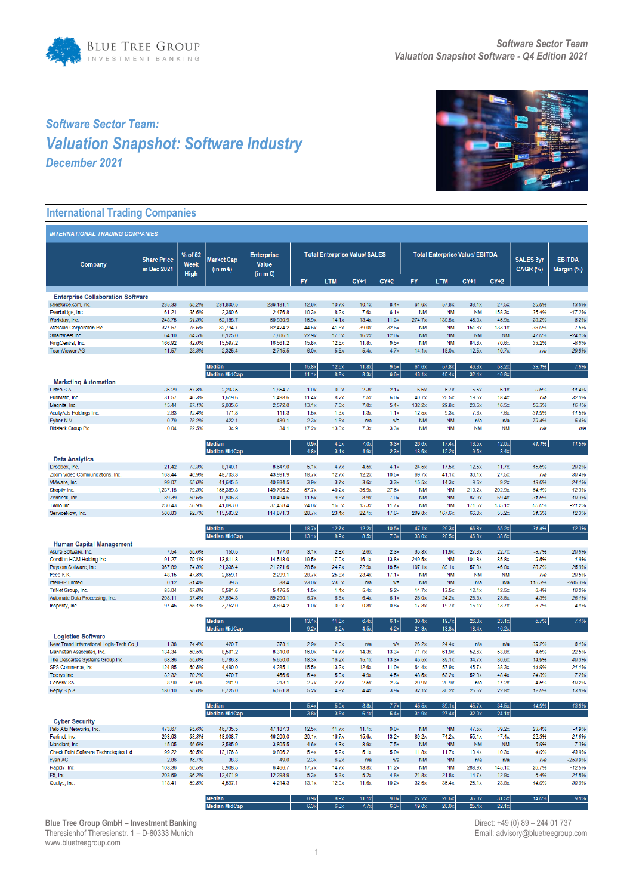## Software Sector Team:

# Valuation Snapshot: Software Industry

### December 2021

## International Trading Companies

**INTERNATIONAL TRADING COMPANIES**

| Company | Share Price in Dec 2021 | % of 52 Week High | Market Cap (in m €) | Enterprise Value (in m €) | Total Enterprise Value/ SALES | | | | Total Enterprise Value/ EBITDA | | | | SALES 3yr CAGR (%) | EBITDA Margin (%) |
|---|---|---|---|---|---|---|---|---|---|---|---|---|---|---|
| | | | | | FY | LTM | CY+1 | CY+2 | FY | LTM | CY+1 | CY+2 | | |
| **Enterprise Collaboration Software** | | | | | | | | | | | | | | |
| salesforce.com, inc. | 235.30 | 85.2% | 231,800.5 | 236,181.1 | 12.6x | 10.7x | 10.1x | 8.4x | 61.6x | 57.8x | 33.1x | 27.5x | 25.6% | 13.6% |
| Everbridge, Inc. | 61.21 | 35.6% | 2,360.6 | 2,476.8 | 10.3x | 8.2x | 7.6x | 6.1x | NM | NM | NM | 158.3x | 35.4% | -17.2% |
| Workday, Inc. | 248.75 | 91.3% | 62,186.7 | 60,930.9 | 15.9x | 14.1x | 13.4x | 11.3x | 274.7x | 130.8x | 46.3x | 45.9x | 23.2% | 8.2% |
| Atlassian Corporation Plc | 327.57 | 75.6% | 82,794.7 | 82,424.2 | 44.6x | 41.5x | 39.0x | 32.6x | NM | NM | 151.8x | 133.1x | 33.0% | 7.6% |
| Smartsheet Inc. | 64.10 | 84.5% | 8,125.0 | 7,806.1 | 22.9x | 17.5x | 16.2x | 12.0x | NM | NM | NM | NM | 47.0% | -24.1% |
| RingCentral, Inc. | 166.92 | 42.0% | 15,597.2 | 16,561.2 | 15.8x | 12.6x | 11.8x | 9.5x | NM | NM | 84.8x | 70.6x | 33.2% | -8.6% |
| TeamViewer AG | 11.57 | 23.3% | 2,325.4 | 2,715.5 | 6.0x | 5.5x | 5.4x | 4.7x | 14.1x | 18.0x | 12.5x | 10.7x | n/a | 29.8% |
| Median | | | | | 15.8x | 12.6x | 11.8x | 9.5x | 61.6x | 57.8x | 46.3x | 58.2x | 33.1% | 7.6% |
| Median MidCap | | | | | 11.1x | 8.8x | 8.3x | 6.6x | 43.1x | 40.4x | 32.4x | 40.8x | | |
| **Marketing Automation** | | | | | | | | | | | | | | |
| Criteo S.A. | 36.29 | 87.8% | 2,203.5 | 1,854.7 | 1.0x | 0.9x | 2.3x | 2.1x | 6.6x | 5.7x | 6.5x | 6.1x | -0.6% | 11.4% |
| PubMatic, Inc. | 31.57 | 46.3% | 1,619.6 | 1,498.6 | 11.4x | 8.2x | 7.5x | 6.0x | 40.7x | 25.5x | 19.5x | 18.4x | n/a | 32.0% |
| Magnite, Inc. | 15.44 | 27.1% | 2,035.6 | 2,572.0 | 13.1x | 7.5x | 7.0x | 5.4x | 132.2x | 29.8x | 20.6x | 16.5x | 50.3% | 16.4% |
| AcuityAds Holdings Inc. | 2.83 | 12.4% | 171.8 | 111.3 | 1.5x | 1.3x | 1.3x | 1.1x | 12.5x | 9.3x | 7.6x | 7.6x | 31.9% | 11.5% |
| Fyber N.V. | 0.79 | 78.2% | 422.1 | 469.1 | 2.3x | 1.5x | n/a | n/a | NM | NM | n/a | n/a | 79.4% | -5.4% |
| Bidstack Group Plc | 0.04 | 22.5% | 34.9 | 34.1 | 17.2x | 13.0x | 7.3x | 3.3x | NM | NM | NM | NM | n/a | n/a |
| Median | | | | | 6.9x | 4.5x | 7.0x | 3.3x | 26.6x | 17.4x | 13.5x | 12.0x | 41.1% | 11.5% |
| Median MidCap | | | | | 4.8x | 3.1x | 4.9x | 2.3x | 18.6x | 12.2x | 9.5x | 8.4x | | |
| **Data Analytics** | | | | | | | | | | | | | | |
| Dropbox, Inc. | 21.42 | 73.3% | 8,140.1 | 8,647.0 | 5.1x | 4.7x | 4.5x | 4.1x | 24.5x | 17.5x | 12.5x | 11.7x | 16.6% | 20.2% |
| Zoom Video Communications, Inc. | 163.44 | 40.9% | 48,703.3 | 43,991.9 | 18.7x | 12.7x | 12.2x | 10.5x | 69.7x | 41.1x | 30.1x | 27.5x | n/a | 30.4% |
| VMware, Inc. | 99.07 | 65.0% | 41,645.5 | 40,934.5 | 3.9x | 3.7x | 3.6x | 3.3x | 15.5x | 14.3x | 9.6x | 9.2x | 13.6% | 24.1% |
| Shopify Inc. | 1,237.18 | 79.3% | 155,389.8 | 149,706.2 | 57.7x | 40.2x | 35.9x | 27.6x | NM | NM | 210.2x | 202.9x | 64.1% | 12.3% |
| Zendesk, Inc. | 89.39 | 60.6% | 10,806.3 | 10,494.6 | 11.5x | 9.5x | 8.9x | 7.0x | NM | NM | 87.9x | 69.4x | 31.5% | -10.3% |
| Twilio Inc. | 230.43 | 56.9% | 41,093.0 | 37,458.4 | 24.0x | 16.6x | 15.3x | 11.7x | NM | NM | 171.6x | 135.1x | 65.6% | -21.2% |
| ServiceNow, Inc. | 580.83 | 92.7% | 115,583.2 | 114,871.3 | 28.7x | 23.4x | 22.1x | 17.6x | 209.8x | 167.6x | 68.8x | 55.2x | 31.3% | 12.3% |
| Median | | | | | 18.7x | 12.7x | 12.2x | 10.5x | 47.1x | 29.3x | 68.8x | 55.2x | 31.4% | 12.3% |
| Median MidCap | | | | | 13.1x | 8.9x | 8.5x | 7.3x | 33.0x | 20.5x | 48.8x | 38.6x | | |
| **Human Capital Management** | | | | | | | | | | | | | | |
| Asure Software, Inc. | 7.54 | 85.6% | 150.5 | 177.0 | 3.1x | 2.8x | 2.6x | 2.3x | 35.8x | 11.9x | 27.3x | 22.7x | -3.7% | 20.6% |
| Ceridian HCM Holding Inc. | 91.27 | 79.1% | 13,811.8 | 14,518.0 | 19.5x | 17.0x | 16.1x | 13.8x | 249.5x | NM | 101.8x | 85.8x | 6.6% | 1.9% |
| Paycom Software, Inc. | 367.89 | 74.3% | 21,336.4 | 21,221.6 | 28.5x | 24.2x | 22.9x | 18.5x | 107.1x | 89.1x | 57.9x | 46.0x | 23.2% | 25.9% |
| freee K.K. | 48.15 | 47.8% | 2,659.1 | 2,299.1 | 28.7x | 25.8x | 23.4x | 17.1x | NM | NM | NM | NM | n/a | -20.5% |
| IntelliHR Limited | 0.12 | 31.4% | 39.5 | 38.4 | 23.0x | 23.0x | n/a | n/a | NM | NM | n/a | n/a | 115.3% | -285.3% |
| TriNet Group, Inc. | 85.04 | 87.8% | 5,591.6 | 5,476.5 | 1.5x | 1.4x | 5.4x | 5.2x | 14.7x | 13.5x | 12.1x | 12.5x | 8.4% | 10.2% |
| Automatic Data Processing, Inc. | 208.11 | 97.4% | 87,694.3 | 89,290.1 | 6.7x | 6.6x | 6.4x | 6.1x | 25.0x | 24.2x | 25.3x | 23.5x | 4.3% | 26.1% |
| Insperity, Inc. | 97.45 | 85.1% | 3,752.0 | 3,694.2 | 1.0x | 0.9x | 0.8x | 0.8x | 17.8x | 19.7x | 15.1x | 13.7x | 8.7% | 4.1% |
| Median | | | | | 13.1x | 11.8x | 6.4x | 6.1x | 30.4x | 19.7x | 26.3x | 23.1x | 8.7% | 7.1% |
| Median MidCap | | | | | 9.2x | 8.2x | 4.5x | 4.2x | 21.3x | 13.8x | 18.4x | 16.2x | | |
| **Logistics Software** | | | | | | | | | | | | | | |
| New Trend International Logis-Tech Co.,L | 1.38 | 74.4% | 420.7 | 373.1 | 2.9x | 2.0x | n/a | n/a | 26.2x | 24.4x | n/a | n/a | 39.2% | 8.1% |
| Manhattan Associates, Inc. | 134.34 | 80.5% | 8,501.2 | 8,310.0 | 16.0x | 14.7x | 14.3x | 13.3x | 71.7x | 61.9x | 52.6x | 53.8x | 4.6% | 22.5% |
| The Descartes Systems Group Inc | 68.36 | 85.8% | 5,786.8 | 5,650.0 | 18.3x | 16.2x | 15.1x | 13.3x | 45.5x | 39.1x | 34.7x | 30.6x | 14.9% | 40.3% |
| SPS Commerce, Inc. | 124.95 | 80.6% | 4,490.0 | 4,265.1 | 15.5x | 13.2x | 12.8x | 11.0x | 64.4x | 57.9x | 45.7x | 38.3x | 14.9% | 21.1% |
| Tecsys Inc. | 32.32 | 70.2% | 470.7 | 455.6 | 5.4x | 5.0x | 4.9x | 4.5x | 46.5x | 63.2x | 52.9x | 48.4x | 24.3% | 7.2% |
| Generix SA | 8.90 | 89.0% | 201.9 | 213.1 | 2.7x | 2.7x | 2.5x | 2.3x | 20.9x | 20.9x | n/a | 17.2x | 4.5% | 10.2% |
| Reply S.p.A. | 180.10 | 95.8% | 6,725.0 | 6,561.8 | 5.2x | 4.8x | 4.4x | 3.9x | 32.1x | 30.2x | 25.6x | 22.8x | 12.5% | 13.8% |
| Median | | | | | 5.4x | 5.0x | 8.8x | 7.7x | 45.5x | 39.1x | 45.7x | 34.5x | 14.9% | 13.8% |
| Median MidCap | | | | | 3.8x | 3.5x | 6.1x | 5.4x | 31.9x | 27.4x | 32.0x | 24.1x | | |
| **Cyber Security** | | | | | | | | | | | | | | |
| Palo Alto Networks, Inc. | 473.67 | 95.6% | 46,735.5 | 47,187.3 | 12.5x | 11.7x | 11.1x | 9.0x | NM | NM | 47.5x | 39.2x | 23.4% | -1.9% |
| Fortinet, Inc. | 293.03 | 93.3% | 48,008.7 | 46,209.0 | 20.1x | 16.7x | 15.6x | 13.2x | 89.2x | 74.2x | 55.1x | 47.4x | 22.3% | 21.6% |
| Mandiant, Inc. | 15.05 | 66.6% | 3,585.9 | 3,805.5 | 4.6x | 4.3x | 8.9x | 7.5x | NM | NM | NM | NM | 6.9% | -7.3% |
| Check Point Software Technologies Ltd. | 99.22 | 80.5% | 13,176.3 | 9,806.2 | 5.4x | 5.2x | 5.1x | 5.0x | 11.8x | 11.7x | 10.4x | 10.3x | 4.0% | 43.9% |
| cyan AG | 2.86 | 18.7% | 38.3 | 49.0 | 2.3x | 6.2x | n/a | n/a | NM | NM | n/a | n/a | n/a | -253.9% |
| Rapid7, Inc. | 103.36 | 80.5% | 5,906.5 | 6,466.7 | 17.7x | 14.7x | 13.8x | 11.2x | NM | NM | 288.9x | 145.1x | 28.7% | -12.5% |
| F5, Inc. | 203.59 | 96.2% | 12,471.9 | 12,298.9 | 5.3x | 5.3x | 5.2x | 4.8x | 21.8x | 21.8x | 14.7x | 12.9x | 6.4% | 21.5% |
| Qualys, Inc. | 118.41 | 89.8% | 4,597.1 | 4,214.3 | 13.1x | 12.0x | 11.6x | 10.2x | 32.6x | 35.4x | 25.1x | 23.8x | 14.0% | 30.0% |
| Median | | | | | 8.9x | 8.9x | 11.1x | 9.0x | 27.2x | 28.6x | 36.3x | 31.5x | 14.0% | 9.8% |
| Median MidCap | | | | | 6.3x | 6.3x | 7.7x | 6.3x | 19.0x | 20.0x | 25.4x | 22.1x | | |

**Blue Tree Group GmbH – Investment Banking**
Theresienhof Theresienstr. 1 – D-80333 Munich
www.bluetreegroup.com

Direct: +49 (0) 89 – 244 01 737
Email: advisory@bluetreegroup.com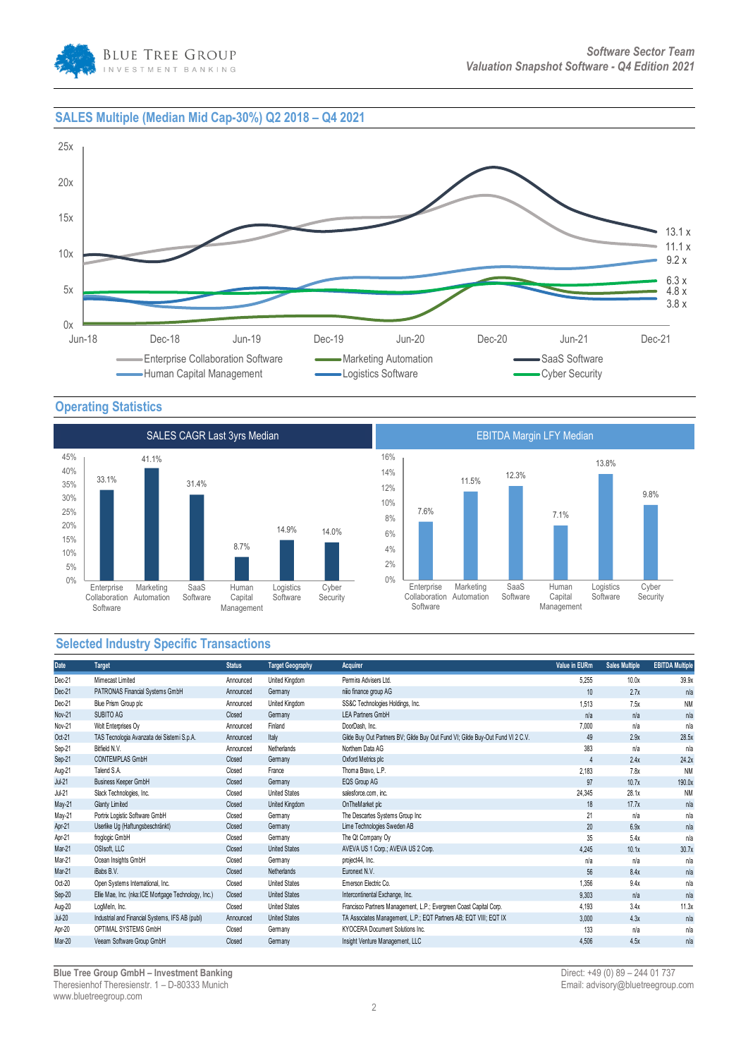## SALES Multiple (Median Mid Cap-30%) Q2 2018 – Q4 2021

25x
20x
15x
10x
5x
0x

Jun-18 Dec-18 Jun-19 Dec-19 Jun-20 Dec-20 Jun-21 Dec-21

13.1 x
11.1 x
9.2 x
6.3 x
4.8 x
3.8 x

Enterprise Collaboration Software
Marketing Automation
SaaS Software
Human Capital Management
Logistics Software
Cyber Security

## Operating Statistics

**SALES CAGR Last 3yrs Median**

45%
40%
35%
30%
25%
20%
15%
10%
5%
0%

Enterprise Collaboration Software: 33.1%
Marketing Automation: 41.1%
SaaS Software: 31.4%
Human Capital Management: 8.7%
Logistics Software: 14.9%
Cyber Security: 14.0%

**EBITDA Margin LFY Median**

16%
14%
12%
10%
8%
6%
4%
2%
0%

Enterprise Collaboration Software: 7.6%
Marketing Automation: 11.5%
SaaS Software: 12.3%
Human Capital Management: 7.1%
Logistics Software: 13.8%
Cyber Security: 9.8%

## Selected Industry Specific Transactions

| Date | Target | Status | Target Geography | Acquirer | Value in EURm | Sales Multiple | EBITDA Multiple |
|---|---|---|---|---|---|---|---|
| Dec-21 | Mimecast Limited | Announced | United Kingdom | Permira Advisers Ltd. | 5,255 | 10.0x | 39.9x |
| Dec-21 | PATRONAS Financial Systems GmbH | Announced | Germany | niio finance group AG | 10 | 2.7x | n/a |
| Dec-21 | Blue Prism Group plc | Announced | United Kingdom | SS&C Technologies Holdings, Inc. | 1,513 | 7.5x | NM |
| Nov-21 | SUBITO AG | Closed | Germany | LEA Partners GmbH | n/a | n/a | n/a |
| Nov-21 | Wolt Enterprises Oy | Announced | Finland | DoorDash, Inc. | 7,000 | n/a | n/a |
| Oct-21 | TAS Tecnologia Avanzata dei Sistemi S.p.A. | Announced | Italy | Gilde Buy Out Partners BV; Gilde Buy Out Fund VI; Gilde Buy-Out Fund VI 2 C.V. | 49 | 2.9x | 28.5x |
| Sep-21 | Bitfield N.V. | Announced | Netherlands | Northern Data AG | 383 | n/a | n/a |
| Sep-21 | CONTEMPLAS GmbH | Closed | Germany | Oxford Metrics plc | 4 | 2.4x | 24.2x |
| Aug-21 | Talend S.A. | Closed | France | Thoma Bravo, L.P. | 2,183 | 7.8x | NM |
| Jul-21 | Business Keeper GmbH | Closed | Germany | EQS Group AG | 97 | 10.7x | 190.0x |
| Jul-21 | Slack Technologies, Inc. | Closed | United States | salesforce.com, inc. | 24,345 | 28.1x | NM |
| May-21 | Glanty Limited | Closed | United Kingdom | OnTheMarket plc | 18 | 17.7x | n/a |
| May-21 | Portrix Logistic Software GmbH | Closed | Germany | The Descartes Systems Group Inc | 21 | n/a | n/a |
| Apr-21 | Userlike Ug (Haftungsbeschränkt) | Closed | Germany | Lime Technologies Sweden AB | 20 | 6.9x | n/a |
| Apr-21 | froglogic GmbH | Closed | Germany | The Qt Company Oy | 35 | 5.4x | n/a |
| Mar-21 | OSIsoft, LLC | Closed | United States | AVEVA US 1 Corp.; AVEVA US 2 Corp. | 4,245 | 10.1x | 30.7x |
| Mar-21 | Ocean Insights GmbH | Closed | Germany | project44, Inc. | n/a | n/a | n/a |
| Mar-21 | iBabs B.V. | Closed | Netherlands | Euronext N.V. | 56 | 8.4x | n/a |
| Oct-20 | Open Systems International, Inc. | Closed | United States | Emerson Electric Co. | 1,356 | 9.4x | n/a |
| Sep-20 | Ellie Mae, Inc. (nka:ICE Mortgage Technology, Inc.) | Closed | United States | Intercontinental Exchange, Inc. | 9,303 | n/a | n/a |
| Aug-20 | LogMeIn, Inc. | Closed | United States | Francisco Partners Management, L.P.; Evergreen Coast Capital Corp. | 4,193 | 3.4x | 11.3x |
| Jul-20 | Industrial and Financial Systems, IFS AB (publ) | Announced | United States | TA Associates Management, L.P.; EQT Partners AB; EQT VIII; EQT IX | 3,000 | 4.3x | n/a |
| Apr-20 | OPTIMAL SYSTEMS GmbH | Closed | Germany | KYOCERA Document Solutions Inc. | 133 | n/a | n/a |
| Mar-20 | Veeam Software Group GmbH | Closed | Germany | Insight Venture Management, LLC | 4,506 | 4.5x | n/a |